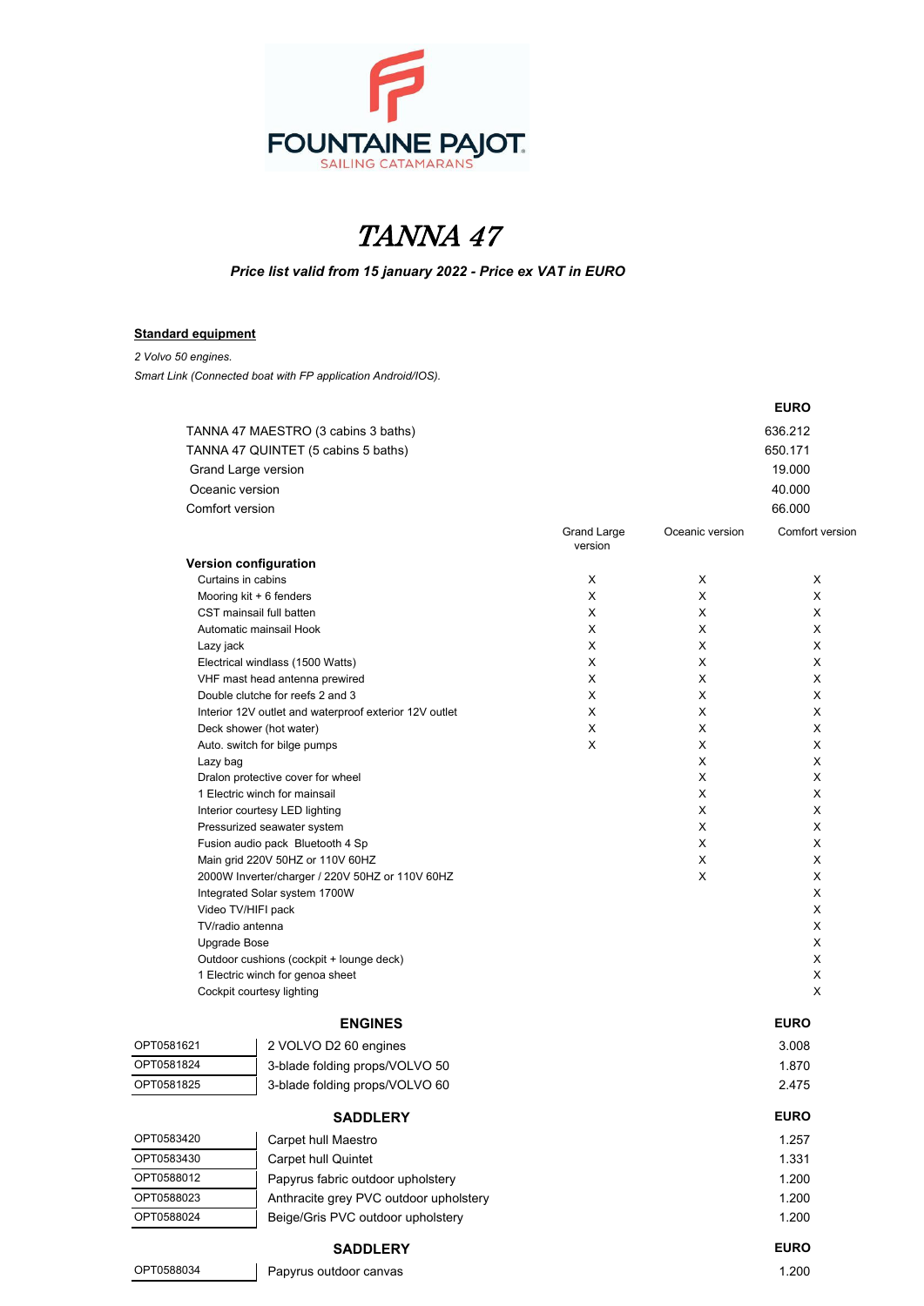FOUNTAINE PAJOT
SAILING CATAMARANS

# TANNA 47

***Price list valid from 15 january 2022 - Price ex VAT in EURO***

**Standard equipment**

*2 Volvo 50 engines.*

*Smart Link (Connected boat with FP application Android/IOS).*

| | EURO |
|---|---|
| TANNA 47 MAESTRO (3 cabins 3 baths) | 636.212 |
| TANNA 47 QUINTET (5 cabins 5 baths) | 650.171 |
| Grand Large version | 19.000 |
| Oceanic version | 40.000 |
| Comfort version | 66.000 |

| **Version configuration** | Grand Large version | Oceanic version | Comfort version |
|---|---|---|---|
| Curtains in cabins | X | X | X |
| Mooring kit + 6 fenders | X | X | X |
| CST mainsail full batten | X | X | X |
| Automatic mainsail Hook | X | X | X |
| Lazy jack | X | X | X |
| Electrical windlass (1500 Watts) | X | X | X |
| VHF mast head antenna prewired | X | X | X |
| Double clutche for reefs 2 and 3 | X | X | X |
| Interior 12V outlet and waterproof exterior 12V outlet | X | X | X |
| Deck shower (hot water) | X | X | X |
| Auto. switch for bilge pumps | X | X | X |
| Lazy bag | | X | X |
| Dralon protective cover for wheel | | X | X |
| 1 Electric winch for mainsail | | X | X |
| Interior courtesy LED lighting | | X | X |
| Pressurized seawater system | | X | X |
| Fusion audio pack Bluetooth 4 Sp | | X | X |
| Main grid 220V 50HZ or 110V 60HZ | | X | X |
| 2000W Inverter/charger / 220V 50HZ or 110V 60HZ | | X | X |
| Integrated Solar system 1700W | | | X |
| Video TV/HIFI pack | | | X |
| TV/radio antenna | | | X |
| Upgrade Bose | | | X |
| Outdoor cushions (cockpit + lounge deck) | | | X |
| 1 Electric winch for genoa sheet | | | X |
| Cockpit courtesy lighting | | | X |

| | **ENGINES** | **EURO** |
|---|---|---|
| OPT0581621 | 2 VOLVO D2 60 engines | 3.008 |
| OPT0581824 | 3-blade folding props/VOLVO 50 | 1.870 |
| OPT0581825 | 3-blade folding props/VOLVO 60 | 2.475 |

| | **SADDLERY** | **EURO** |
|---|---|---|
| OPT0583420 | Carpet hull Maestro | 1.257 |
| OPT0583430 | Carpet hull Quintet | 1.331 |
| OPT0588012 | Papyrus fabric outdoor upholstery | 1.200 |
| OPT0588023 | Anthracite grey PVC outdoor upholstery | 1.200 |
| OPT0588024 | Beige/Gris PVC outdoor upholstery | 1.200 |

| | **SADDLERY** | **EURO** |
|---|---|---|
| OPT0588034 | Papyrus outdoor canvas | 1.200 |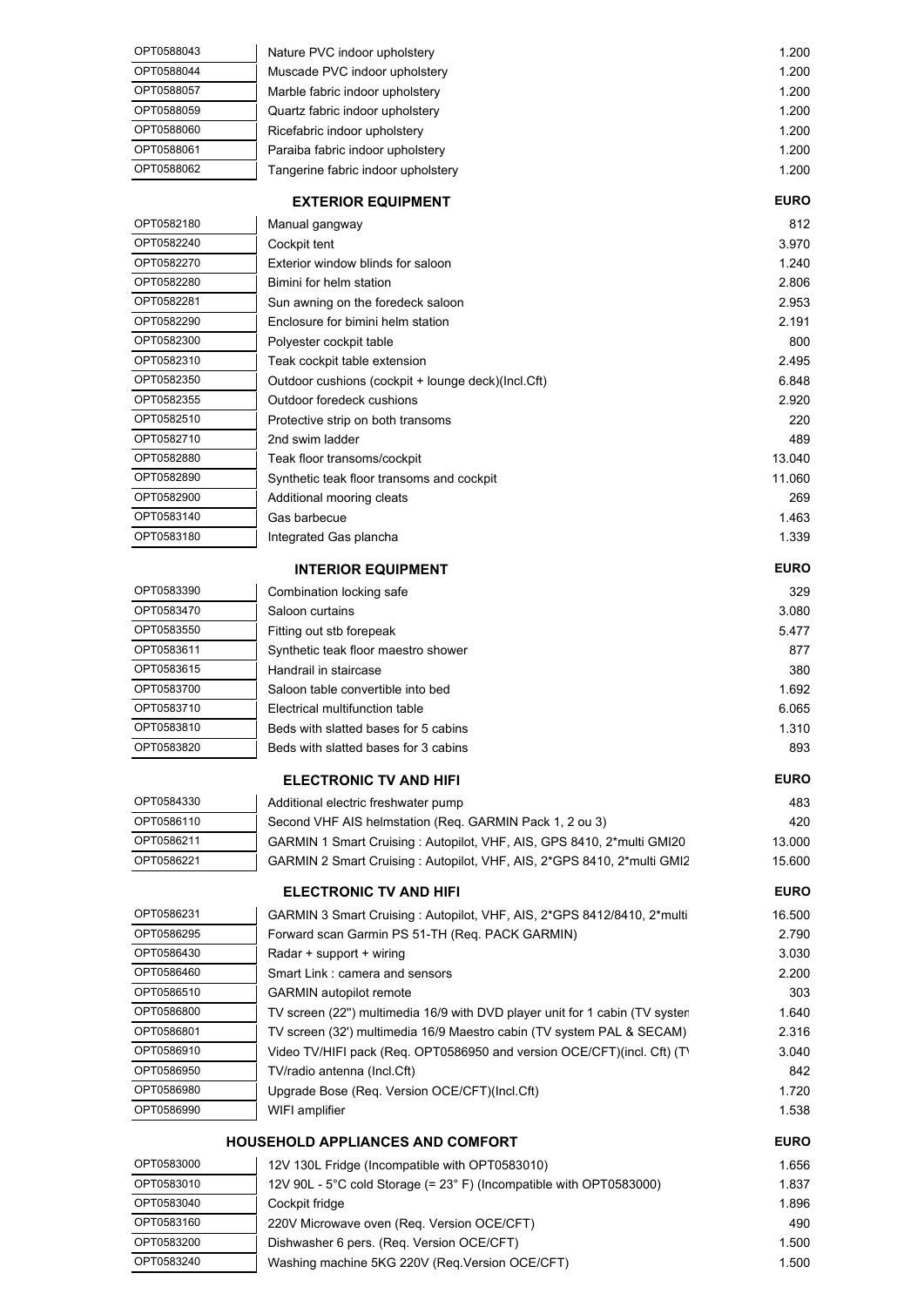| | | |
|---|---|---|
| OPT0588043 | Nature PVC indoor upholstery | 1.200 |
| OPT0588044 | Muscade PVC indoor upholstery | 1.200 |
| OPT0588057 | Marble fabric indoor upholstery | 1.200 |
| OPT0588059 | Quartz fabric indoor upholstery | 1.200 |
| OPT0588060 | Ricefabric indoor upholstery | 1.200 |
| OPT0588061 | Paraiba fabric indoor upholstery | 1.200 |
| OPT0588062 | Tangerine fabric indoor upholstery | 1.200 |

| | **EXTERIOR EQUIPMENT** | **EURO** |
|---|---|---|
| OPT0582180 | Manual gangway | 812 |
| OPT0582240 | Cockpit tent | 3.970 |
| OPT0582270 | Exterior window blinds for saloon | 1.240 |
| OPT0582280 | Bimini for helm station | 2.806 |
| OPT0582281 | Sun awning on the foredeck saloon | 2.953 |
| OPT0582290 | Enclosure for bimini helm station | 2.191 |
| OPT0582300 | Polyester cockpit table | 800 |
| OPT0582310 | Teak cockpit table extension | 2.495 |
| OPT0582350 | Outdoor cushions (cockpit + lounge deck)(Incl.Cft) | 6.848 |
| OPT0582355 | Outdoor foredeck cushions | 2.920 |
| OPT0582510 | Protective strip on both transoms | 220 |
| OPT0582710 | 2nd swim ladder | 489 |
| OPT0582880 | Teak floor transoms/cockpit | 13.040 |
| OPT0582890 | Synthetic teak floor transoms and cockpit | 11.060 |
| OPT0582900 | Additional mooring cleats | 269 |
| OPT0583140 | Gas barbecue | 1.463 |
| OPT0583180 | Integrated Gas plancha | 1.339 |

| | **INTERIOR EQUIPMENT** | **EURO** |
|---|---|---|
| OPT0583390 | Combination locking safe | 329 |
| OPT0583470 | Saloon curtains | 3.080 |
| OPT0583550 | Fitting out stb forepeak | 5.477 |
| OPT0583611 | Synthetic teak floor maestro shower | 877 |
| OPT0583615 | Handrail in staircase | 380 |
| OPT0583700 | Saloon table convertible into bed | 1.692 |
| OPT0583710 | Electrical multifunction table | 6.065 |
| OPT0583810 | Beds with slatted bases for 5 cabins | 1.310 |
| OPT0583820 | Beds with slatted bases for 3 cabins | 893 |

| | **ELECTRONIC TV AND HIFI** | **EURO** |
|---|---|---|
| OPT0584330 | Additional electric freshwater pump | 483 |
| OPT0586110 | Second VHF AIS helmstation (Req. GARMIN Pack 1, 2 ou 3) | 420 |
| OPT0586211 | GARMIN 1 Smart Cruising : Autopilot, VHF, AIS, GPS 8410, 2*multi GMI20 | 13.000 |
| OPT0586221 | GARMIN 2 Smart Cruising : Autopilot, VHF, AIS, 2*GPS 8410, 2*multi GMI2 | 15.600 |

| | **ELECTRONIC TV AND HIFI** | **EURO** |
|---|---|---|
| OPT0586231 | GARMIN 3 Smart Cruising : Autopilot, VHF, AIS, 2*GPS 8412/8410, 2*multi | 16.500 |
| OPT0586295 | Forward scan Garmin PS 51-TH (Req. PACK GARMIN) | 2.790 |
| OPT0586430 | Radar + support + wiring | 3.030 |
| OPT0586460 | Smart Link : camera and sensors | 2.200 |
| OPT0586510 | GARMIN autopilot remote | 303 |
| OPT0586800 | TV screen (22'') multimedia 16/9 with DVD player unit for 1 cabin (TV systen | 1.640 |
| OPT0586801 | TV screen (32') multimedia 16/9 Maestro cabin (TV system PAL & SECAM) | 2.316 |
| OPT0586910 | Video TV/HIFI pack (Req. OPT0586950 and version OCE/CFT)(incl. Cft) (T\ | 3.040 |
| OPT0586950 | TV/radio antenna (Incl.Cft) | 842 |
| OPT0586980 | Upgrade Bose (Req. Version OCE/CFT)(Incl.Cft) | 1.720 |
| OPT0586990 | WIFI amplifier | 1.538 |

| | **HOUSEHOLD APPLIANCES AND COMFORT** | **EURO** |
|---|---|---|
| OPT0583000 | 12V 130L Fridge (Incompatible with OPT0583010) | 1.656 |
| OPT0583010 | 12V 90L - 5°C cold Storage (= 23° F) (Incompatible with OPT0583000) | 1.837 |
| OPT0583040 | Cockpit fridge | 1.896 |
| OPT0583160 | 220V Microwave oven (Req. Version OCE/CFT) | 490 |
| OPT0583200 | Dishwasher 6 pers. (Req. Version OCE/CFT) | 1.500 |
| OPT0583240 | Washing machine 5KG 220V (Req.Version OCE/CFT) | 1.500 |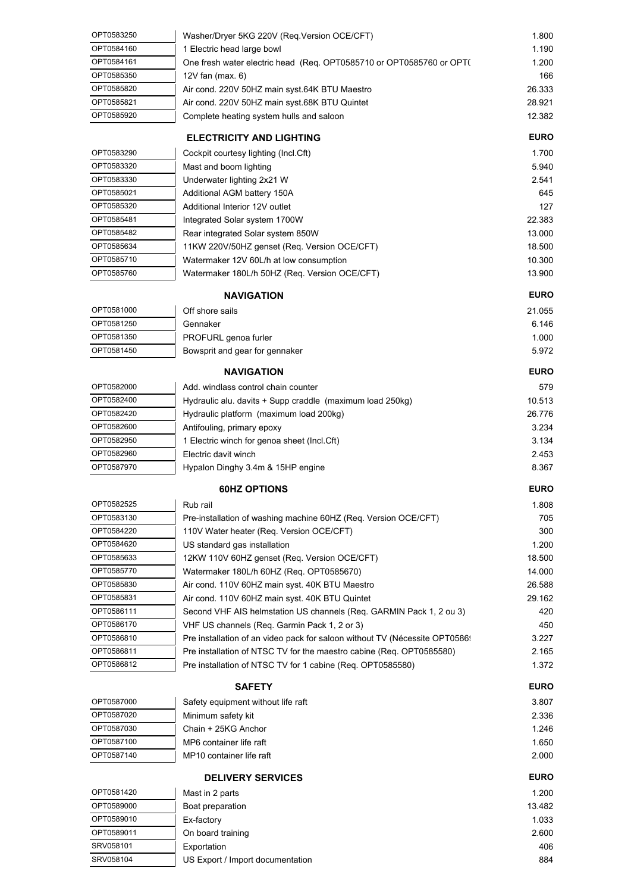| | | |
|---|---|---|
| OPT0583250 | Washer/Dryer 5KG 220V (Req.Version OCE/CFT) | 1.800 |
| OPT0584160 | 1 Electric head large bowl | 1.190 |
| OPT0584161 | One fresh water electric head (Req. OPT0585710 or OPT0585760 or OPT( | 1.200 |
| OPT0585350 | 12V fan (max. 6) | 166 |
| OPT0585820 | Air cond. 220V 50HZ main syst.64K BTU Maestro | 26.333 |
| OPT0585821 | Air cond. 220V 50HZ main syst.68K BTU Quintet | 28.921 |
| OPT0585920 | Complete heating system hulls and saloon | 12.382 |

| | **ELECTRICITY AND LIGHTING** | **EURO** |
|---|---|---|
| OPT0583290 | Cockpit courtesy lighting (Incl.Cft) | 1.700 |
| OPT0583320 | Mast and boom lighting | 5.940 |
| OPT0583330 | Underwater lighting 2x21 W | 2.541 |
| OPT0585021 | Additional AGM battery 150A | 645 |
| OPT0585320 | Additional Interior 12V outlet | 127 |
| OPT0585481 | Integrated Solar system 1700W | 22.383 |
| OPT0585482 | Rear integrated Solar system 850W | 13.000 |
| OPT0585634 | 11KW 220V/50HZ genset (Req. Version OCE/CFT) | 18.500 |
| OPT0585710 | Watermaker 12V 60L/h at low consumption | 10.300 |
| OPT0585760 | Watermaker 180L/h 50HZ (Req. Version OCE/CFT) | 13.900 |

| | **NAVIGATION** | **EURO** |
|---|---|---|
| OPT0581000 | Off shore sails | 21.055 |
| OPT0581250 | Gennaker | 6.146 |
| OPT0581350 | PROFURL genoa furler | 1.000 |
| OPT0581450 | Bowsprit and gear for gennaker | 5.972 |

| | **NAVIGATION** | **EURO** |
|---|---|---|
| OPT0582000 | Add. windlass control chain counter | 579 |
| OPT0582400 | Hydraulic alu. davits + Supp craddle (maximum load 250kg) | 10.513 |
| OPT0582420 | Hydraulic platform (maximum load 200kg) | 26.776 |
| OPT0582600 | Antifouling, primary epoxy | 3.234 |
| OPT0582950 | 1 Electric winch for genoa sheet (Incl.Cft) | 3.134 |
| OPT0582960 | Electric davit winch | 2.453 |
| OPT0587970 | Hypalon Dinghy 3.4m & 15HP engine | 8.367 |

| | **60HZ OPTIONS** | **EURO** |
|---|---|---|
| OPT0582525 | Rub rail | 1.808 |
| OPT0583130 | Pre-installation of washing machine 60HZ (Req. Version OCE/CFT) | 705 |
| OPT0584220 | 110V Water heater (Req. Version OCE/CFT) | 300 |
| OPT0584620 | US standard gas installation | 1.200 |
| OPT0585633 | 12KW 110V 60HZ genset (Req. Version OCE/CFT) | 18.500 |
| OPT0585770 | Watermaker 180L/h 60HZ (Req. OPT0585670) | 14.000 |
| OPT0585830 | Air cond. 110V 60HZ main syst. 40K BTU Maestro | 26.588 |
| OPT0585831 | Air cond. 110V 60HZ main syst. 40K BTU Quintet | 29.162 |
| OPT0586111 | Second VHF AIS helmstation US channels (Req. GARMIN Pack 1, 2 ou 3) | 420 |
| OPT0586170 | VHF US channels (Req. Garmin Pack 1, 2 or 3) | 450 |
| OPT0586810 | Pre installation of an video pack for saloon without TV (Nécessite OPT0586 | 3.227 |
| OPT0586811 | Pre installation of NTSC TV for the maestro cabine (Req. OPT0585580) | 2.165 |
| OPT0586812 | Pre installation of NTSC TV for 1 cabine (Req. OPT0585580) | 1.372 |

| | **SAFETY** | **EURO** |
|---|---|---|
| OPT0587000 | Safety equipment without life raft | 3.807 |
| OPT0587020 | Minimum safety kit | 2.336 |
| OPT0587030 | Chain + 25KG Anchor | 1.246 |
| OPT0587100 | MP6 container life raft | 1.650 |
| OPT0587140 | MP10 container life raft | 2.000 |

| | **DELIVERY SERVICES** | **EURO** |
|---|---|---|
| OPT0581420 | Mast in 2 parts | 1.200 |
| OPT0589000 | Boat preparation | 13.482 |
| OPT0589010 | Ex-factory | 1.033 |
| OPT0589011 | On board training | 2.600 |
| SRV058101 | Exportation | 406 |
| SRV058104 | US Export / Import documentation | 884 |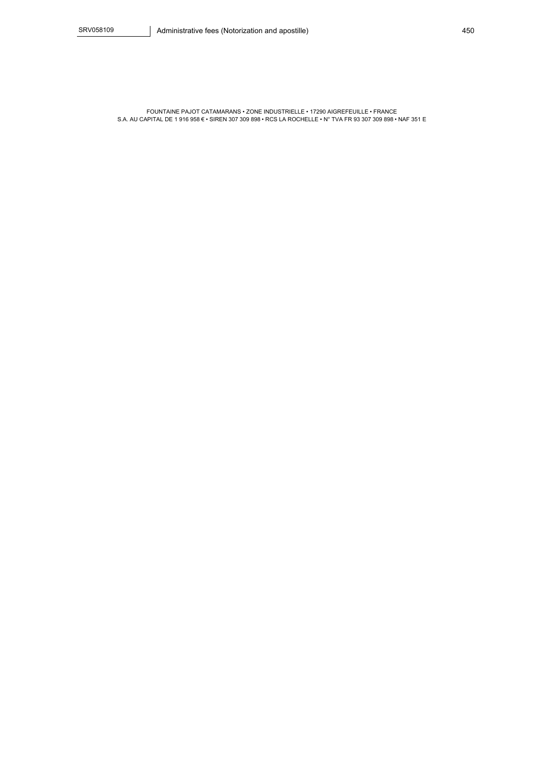| SRV058109 | Administrative fees (Notorization and apostille) | 450 |
| --- | --- | --- |

FOUNTAINE PAJOT CATAMARANS • ZONE INDUSTRIELLE • 17290 AIGREFEUILLE • FRANCE
S.A. AU CAPITAL DE 1 916 958 € • SIREN 307 309 898 • RCS LA ROCHELLE • N° TVA FR 93 307 309 898 • NAF 351 E